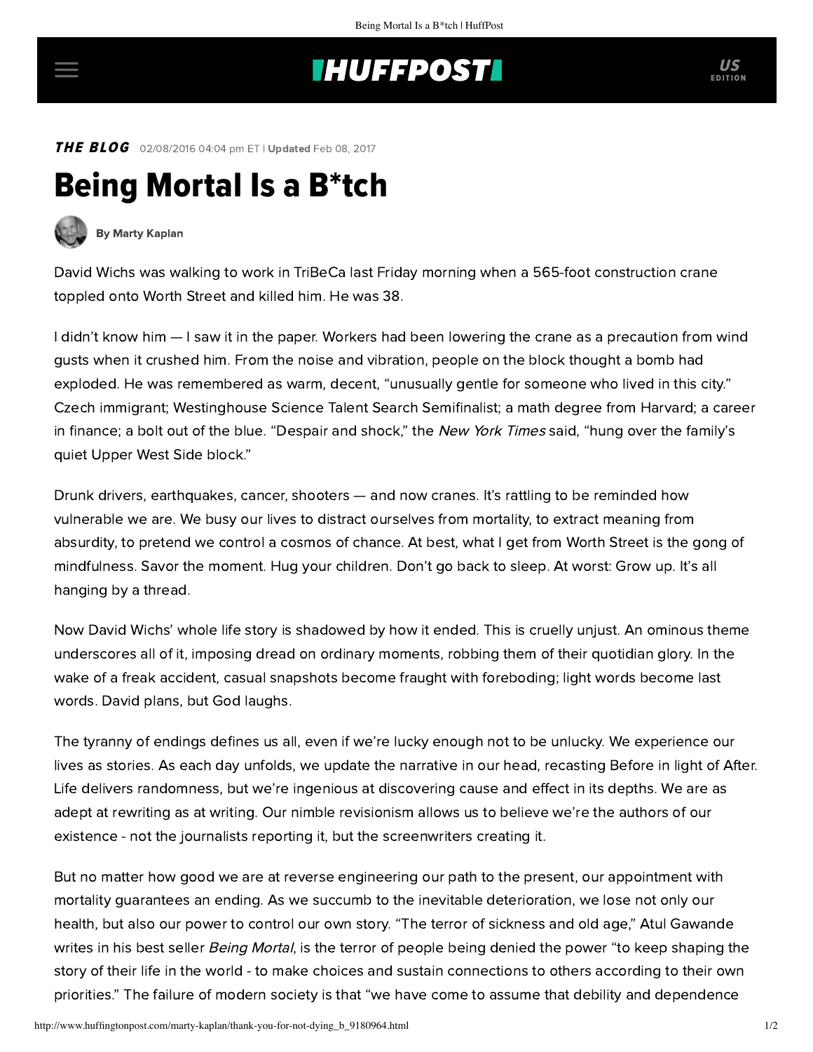**THE BLOG** 02/08/2016 04:04 pm ET | **Updated** Feb 08, 2017

# Being Mortal Is a B*tch

By Marty Kaplan

David Wichs was walking to work in TriBeCa last Friday morning when a 565-foot construction crane toppled onto Worth Street and killed him. He was 38.

I didn't know him — I saw it in the paper. Workers had been lowering the crane as a precaution from wind gusts when it crushed him. From the noise and vibration, people on the block thought a bomb had exploded. He was remembered as warm, decent, "unusually gentle for someone who lived in this city." Czech immigrant; Westinghouse Science Talent Search Semifinalist; a math degree from Harvard; a career in finance; a bolt out of the blue. "Despair and shock," the *New York Times* said, "hung over the family's quiet Upper West Side block."

Drunk drivers, earthquakes, cancer, shooters — and now cranes. It's rattling to be reminded how vulnerable we are. We busy our lives to distract ourselves from mortality, to extract meaning from absurdity, to pretend we control a cosmos of chance. At best, what I get from Worth Street is the gong of mindfulness. Savor the moment. Hug your children. Don't go back to sleep. At worst: Grow up. It's all hanging by a thread.

Now David Wichs' whole life story is shadowed by how it ended. This is cruelly unjust. An ominous theme underscores all of it, imposing dread on ordinary moments, robbing them of their quotidian glory. In the wake of a freak accident, casual snapshots become fraught with foreboding; light words become last words. David plans, but God laughs.

The tyranny of endings defines us all, even if we're lucky enough not to be unlucky. We experience our lives as stories. As each day unfolds, we update the narrative in our head, recasting Before in light of After. Life delivers randomness, but we're ingenious at discovering cause and effect in its depths. We are as adept at rewriting as at writing. Our nimble revisionism allows us to believe we're the authors of our existence - not the journalists reporting it, but the screenwriters creating it.

But no matter how good we are at reverse engineering our path to the present, our appointment with mortality guarantees an ending. As we succumb to the inevitable deterioration, we lose not only our health, but also our power to control our own story. "The terror of sickness and old age," Atul Gawande writes in his best seller *Being Mortal*, is the terror of people being denied the power "to keep shaping the story of their life in the world - to make choices and sustain connections to others according to their own priorities." The failure of modern society is that "we have come to assume that debility and dependence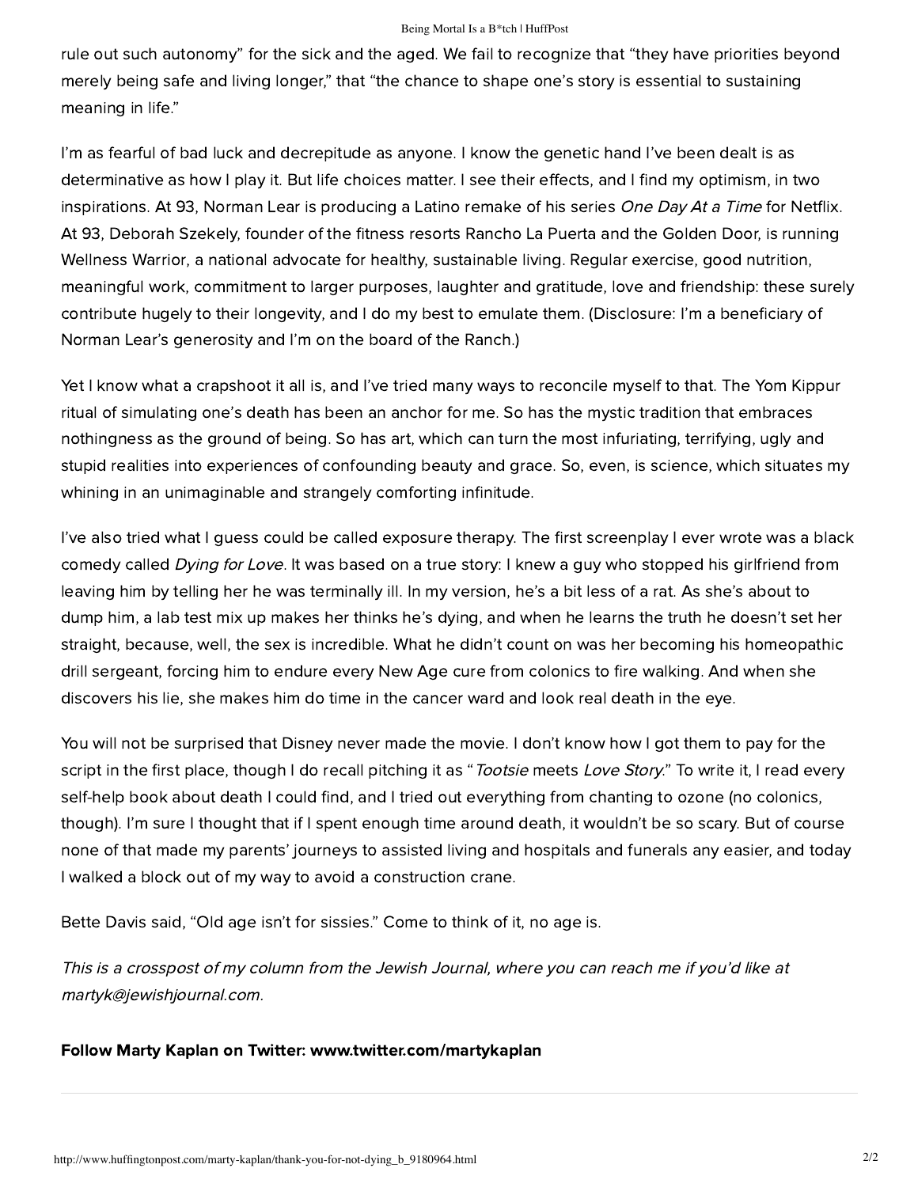rule out such autonomy" for the sick and the aged. We fail to recognize that "they have priorities beyond merely being safe and living longer," that "the chance to shape one's story is essential to sustaining meaning in life."

I'm as fearful of bad luck and decrepitude as anyone. I know the genetic hand I've been dealt is as determinative as how I play it. But life choices matter. I see their effects, and I find my optimism, in two inspirations. At 93, Norman Lear is producing a Latino remake of his series *One Day At a Time* for Netflix. At 93, Deborah Szekely, founder of the fitness resorts Rancho La Puerta and the Golden Door, is running Wellness Warrior, a national advocate for healthy, sustainable living. Regular exercise, good nutrition, meaningful work, commitment to larger purposes, laughter and gratitude, love and friendship: these surely contribute hugely to their longevity, and I do my best to emulate them. (Disclosure: I'm a beneficiary of Norman Lear's generosity and I'm on the board of the Ranch.)

Yet I know what a crapshoot it all is, and I've tried many ways to reconcile myself to that. The Yom Kippur ritual of simulating one's death has been an anchor for me. So has the mystic tradition that embraces nothingness as the ground of being. So has art, which can turn the most infuriating, terrifying, ugly and stupid realities into experiences of confounding beauty and grace. So, even, is science, which situates my whining in an unimaginable and strangely comforting infinitude.

I've also tried what I guess could be called exposure therapy. The first screenplay I ever wrote was a black comedy called *Dying for Love*. It was based on a true story: I knew a guy who stopped his girlfriend from leaving him by telling her he was terminally ill. In my version, he's a bit less of a rat. As she's about to dump him, a lab test mix up makes her thinks he's dying, and when he learns the truth he doesn't set her straight, because, well, the sex is incredible. What he didn't count on was her becoming his homeopathic drill sergeant, forcing him to endure every New Age cure from colonics to fire walking. And when she discovers his lie, she makes him do time in the cancer ward and look real death in the eye.

You will not be surprised that Disney never made the movie. I don't know how I got them to pay for the script in the first place, though I do recall pitching it as "*Tootsie* meets *Love Story*." To write it, I read every self-help book about death I could find, and I tried out everything from chanting to ozone (no colonics, though). I'm sure I thought that if I spent enough time around death, it wouldn't be so scary. But of course none of that made my parents' journeys to assisted living and hospitals and funerals any easier, and today I walked a block out of my way to avoid a construction crane.

Bette Davis said, "Old age isn't for sissies." Come to think of it, no age is.

*This is a crosspost of my column from the Jewish Journal, where you can reach me if you'd like at martyk@jewishjournal.com.*

**Follow Marty Kaplan on Twitter: www.twitter.com/martykaplan**